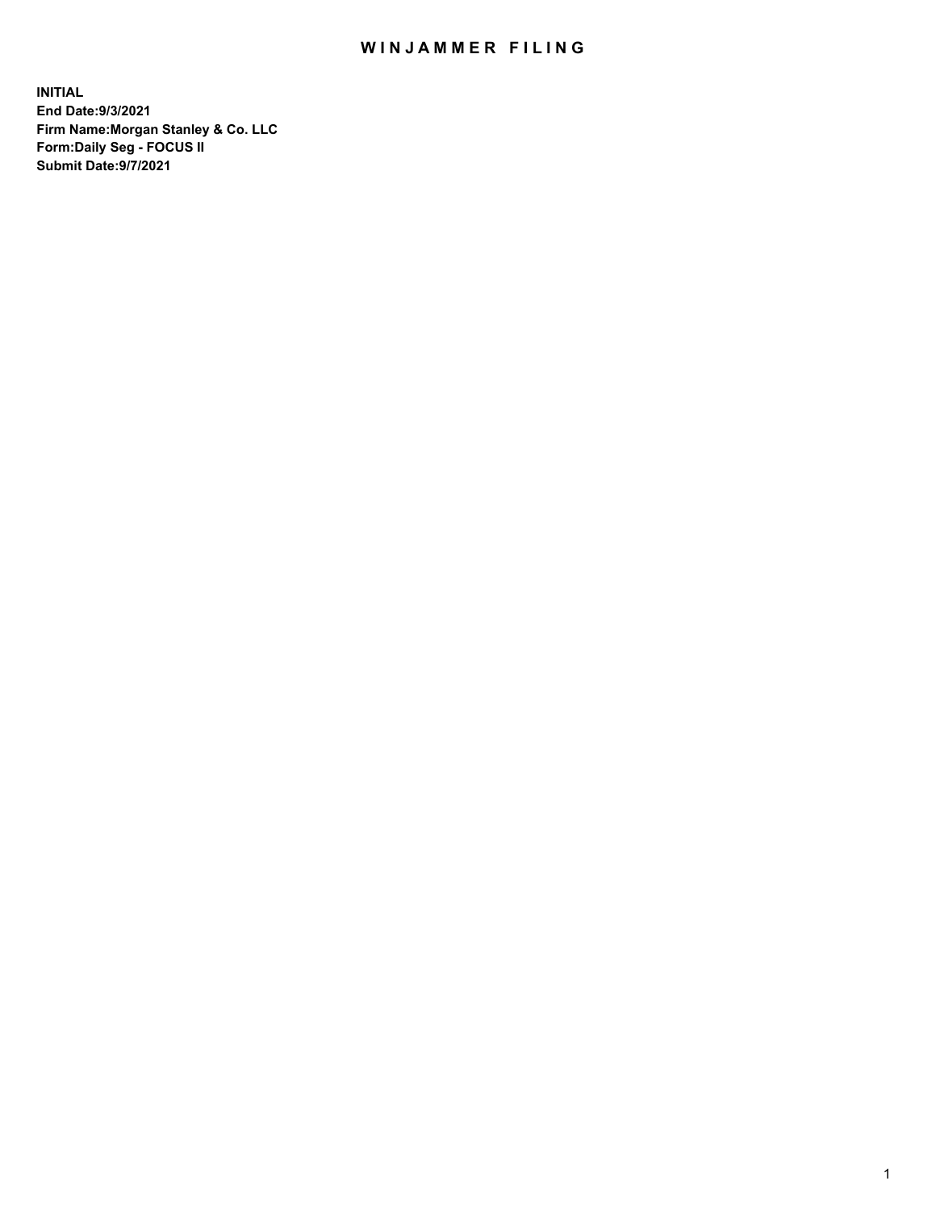# WINJAMMER FILING

**INITIAL**
**End Date:9/3/2021**
**Firm Name:Morgan Stanley & Co. LLC**
**Form:Daily Seg - FOCUS II**
**Submit Date:9/7/2021**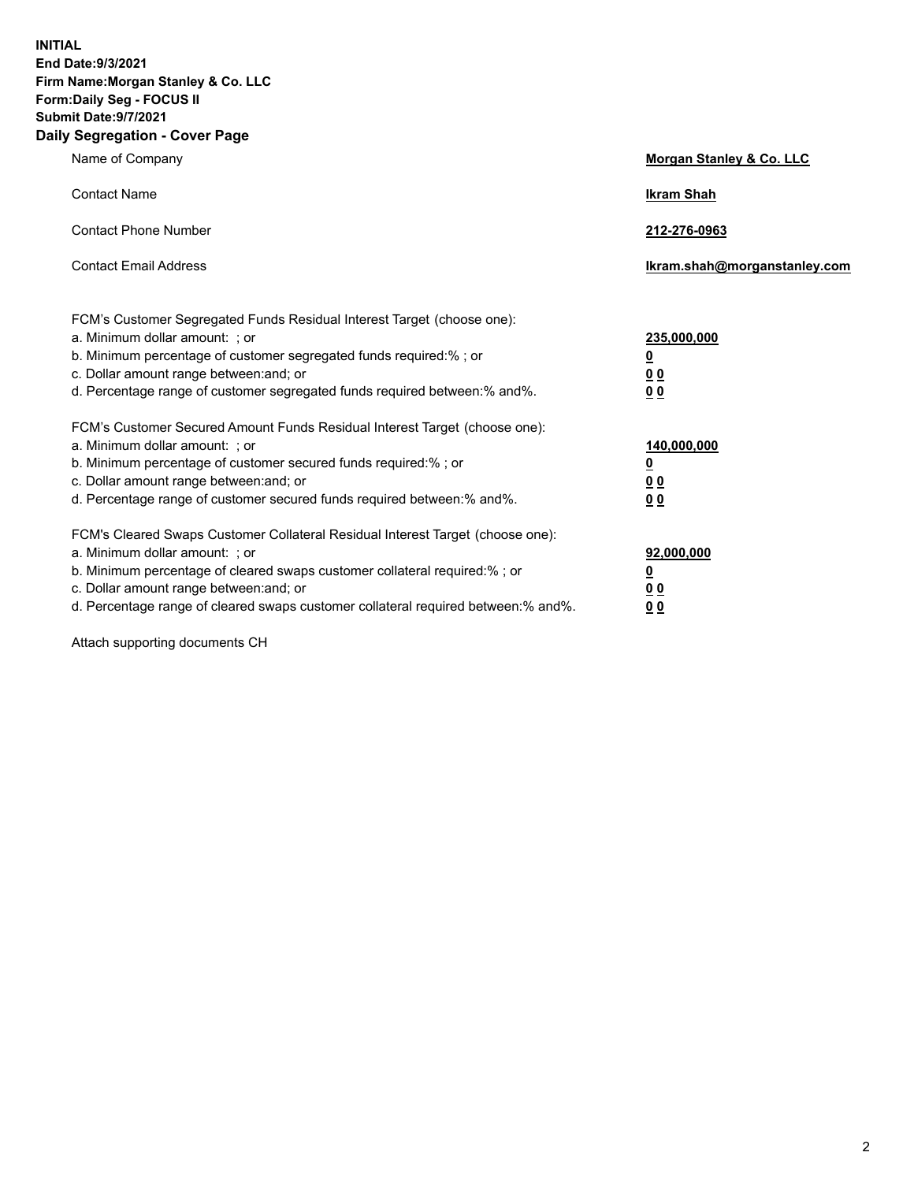**INITIAL**
**End Date:9/3/2021**
**Firm Name:Morgan Stanley & Co. LLC**
**Form:Daily Seg - FOCUS II**
**Submit Date:9/7/2021**

## Daily Segregation - Cover Page

| | |
|---|---|
| Name of Company | **Morgan Stanley & Co. LLC** |
| Contact Name | **Ikram Shah** |
| Contact Phone Number | **212-276-0963** |
| Contact Email Address | **Ikram.shah@morganstanley.com** |

| | |
|---|---|
| FCM's Customer Segregated Funds Residual Interest Target (choose one): | |
| a. Minimum dollar amount: ; or | **235,000,000** |
| b. Minimum percentage of customer segregated funds required:% ; or | **0** |
| c. Dollar amount range between:and; or | **0 0** |
| d. Percentage range of customer segregated funds required between:% and%. | **0 0** |

| | |
|---|---|
| FCM's Customer Secured Amount Funds Residual Interest Target (choose one): | |
| a. Minimum dollar amount: ; or | **140,000,000** |
| b. Minimum percentage of customer secured funds required:% ; or | **0** |
| c. Dollar amount range between:and; or | **0 0** |
| d. Percentage range of customer secured funds required between:% and%. | **0 0** |

| | |
|---|---|
| FCM's Cleared Swaps Customer Collateral Residual Interest Target (choose one): | |
| a. Minimum dollar amount: ; or | **92,000,000** |
| b. Minimum percentage of cleared swaps customer collateral required:% ; or | **0** |
| c. Dollar amount range between:and; or | **0 0** |
| d. Percentage range of cleared swaps customer collateral required between:% and%. | **0 0** |

Attach supporting documents CH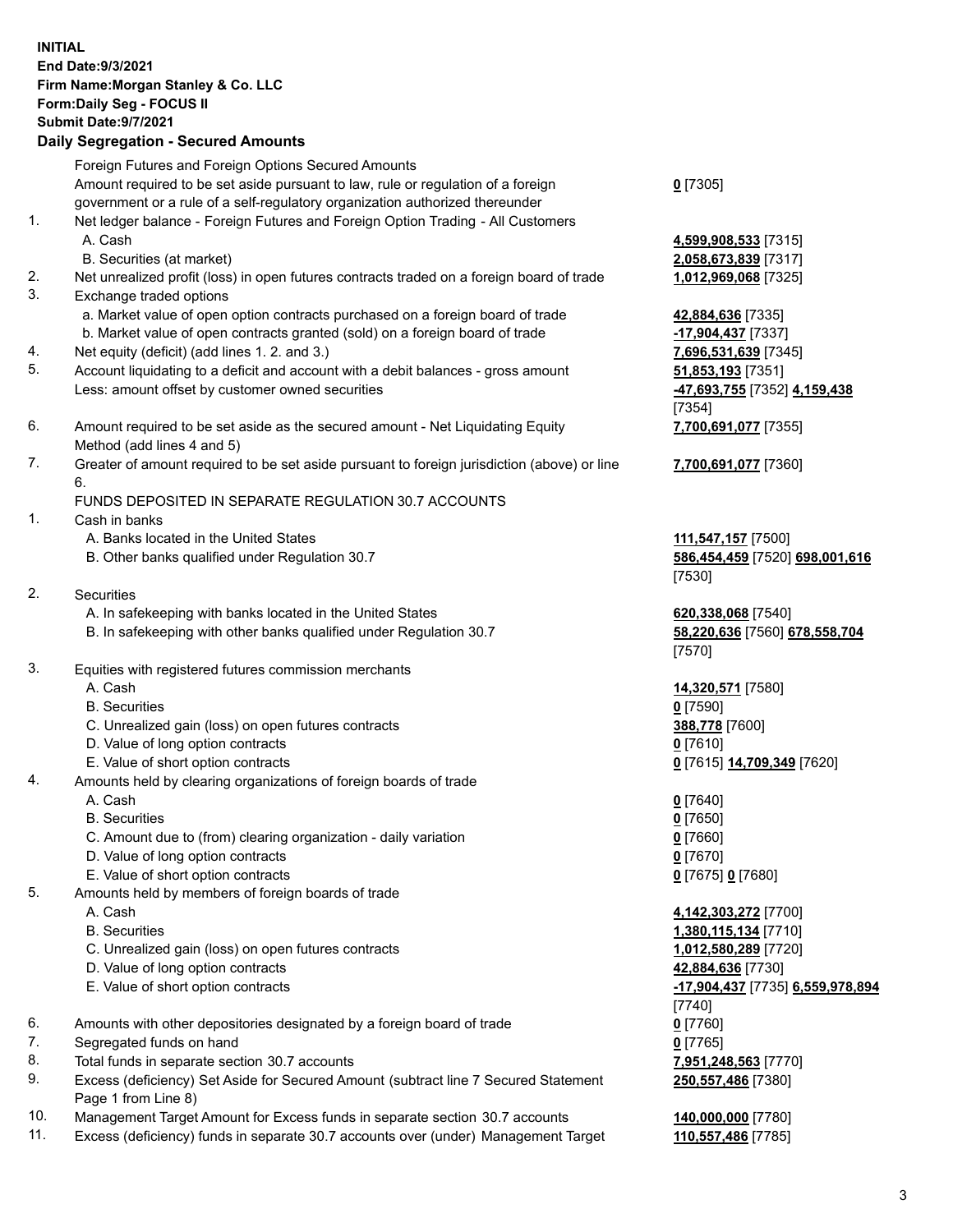**INITIAL**
**End Date:9/3/2021**
**Firm Name:Morgan Stanley & Co. LLC**
**Form:Daily Seg - FOCUS II**
**Submit Date:9/7/2021**

## Daily Segregation - Secured Amounts

| | | |
|---|---|---|
| | Foreign Futures and Foreign Options Secured Amounts | |
| | Amount required to be set aside pursuant to law, rule or regulation of a foreign government or a rule of a self-regulatory organization authorized thereunder | **0** [7305] |
| 1. | Net ledger balance - Foreign Futures and Foreign Option Trading - All Customers | |
| | A. Cash | **4,599,908,533** [7315] |
| | B. Securities (at market) | **2,058,673,839** [7317] |
| 2. | Net unrealized profit (loss) in open futures contracts traded on a foreign board of trade | **1,012,969,068** [7325] |
| 3. | Exchange traded options | |
| | a. Market value of open option contracts purchased on a foreign board of trade | **42,884,636** [7335] |
| | b. Market value of open contracts granted (sold) on a foreign board of trade | **-17,904,437** [7337] |
| 4. | Net equity (deficit) (add lines 1. 2. and 3.) | **7,696,531,639** [7345] |
| 5. | Account liquidating to a deficit and account with a debit balances - gross amount | **51,853,193** [7351] |
| | Less: amount offset by customer owned securities | **-47,693,755** [7352] **4,159,438** [7354] |
| 6. | Amount required to be set aside as the secured amount - Net Liquidating Equity Method (add lines 4 and 5) | **7,700,691,077** [7355] |
| 7. | Greater of amount required to be set aside pursuant to foreign jurisdiction (above) or line 6. | **7,700,691,077** [7360] |
| | FUNDS DEPOSITED IN SEPARATE REGULATION 30.7 ACCOUNTS | |
| 1. | Cash in banks | |
| | A. Banks located in the United States | **111,547,157** [7500] |
| | B. Other banks qualified under Regulation 30.7 | **586,454,459** [7520] **698,001,616** [7530] |
| 2. | Securities | |
| | A. In safekeeping with banks located in the United States | **620,338,068** [7540] |
| | B. In safekeeping with other banks qualified under Regulation 30.7 | **58,220,636** [7560] **678,558,704** [7570] |
| 3. | Equities with registered futures commission merchants | |
| | A. Cash | **14,320,571** [7580] |
| | B. Securities | **0** [7590] |
| | C. Unrealized gain (loss) on open futures contracts | **388,778** [7600] |
| | D. Value of long option contracts | **0** [7610] |
| | E. Value of short option contracts | **0** [7615] **14,709,349** [7620] |
| 4. | Amounts held by clearing organizations of foreign boards of trade | |
| | A. Cash | **0** [7640] |
| | B. Securities | **0** [7650] |
| | C. Amount due to (from) clearing organization - daily variation | **0** [7660] |
| | D. Value of long option contracts | **0** [7670] |
| | E. Value of short option contracts | **0** [7675] **0** [7680] |
| 5. | Amounts held by members of foreign boards of trade | |
| | A. Cash | **4,142,303,272** [7700] |
| | B. Securities | **1,380,115,134** [7710] |
| | C. Unrealized gain (loss) on open futures contracts | **1,012,580,289** [7720] |
| | D. Value of long option contracts | **42,884,636** [7730] |
| | E. Value of short option contracts | **-17,904,437** [7735] **6,559,978,894** [7740] |
| 6. | Amounts with other depositories designated by a foreign board of trade | **0** [7760] |
| 7. | Segregated funds on hand | **0** [7765] |
| 8. | Total funds in separate section 30.7 accounts | **7,951,248,563** [7770] |
| 9. | Excess (deficiency) Set Aside for Secured Amount (subtract line 7 Secured Statement Page 1 from Line 8) | **250,557,486** [7380] |
| 10. | Management Target Amount for Excess funds in separate section 30.7 accounts | **140,000,000** [7780] |
| 11. | Excess (deficiency) funds in separate 30.7 accounts over (under) Management Target | **110,557,486** [7785] |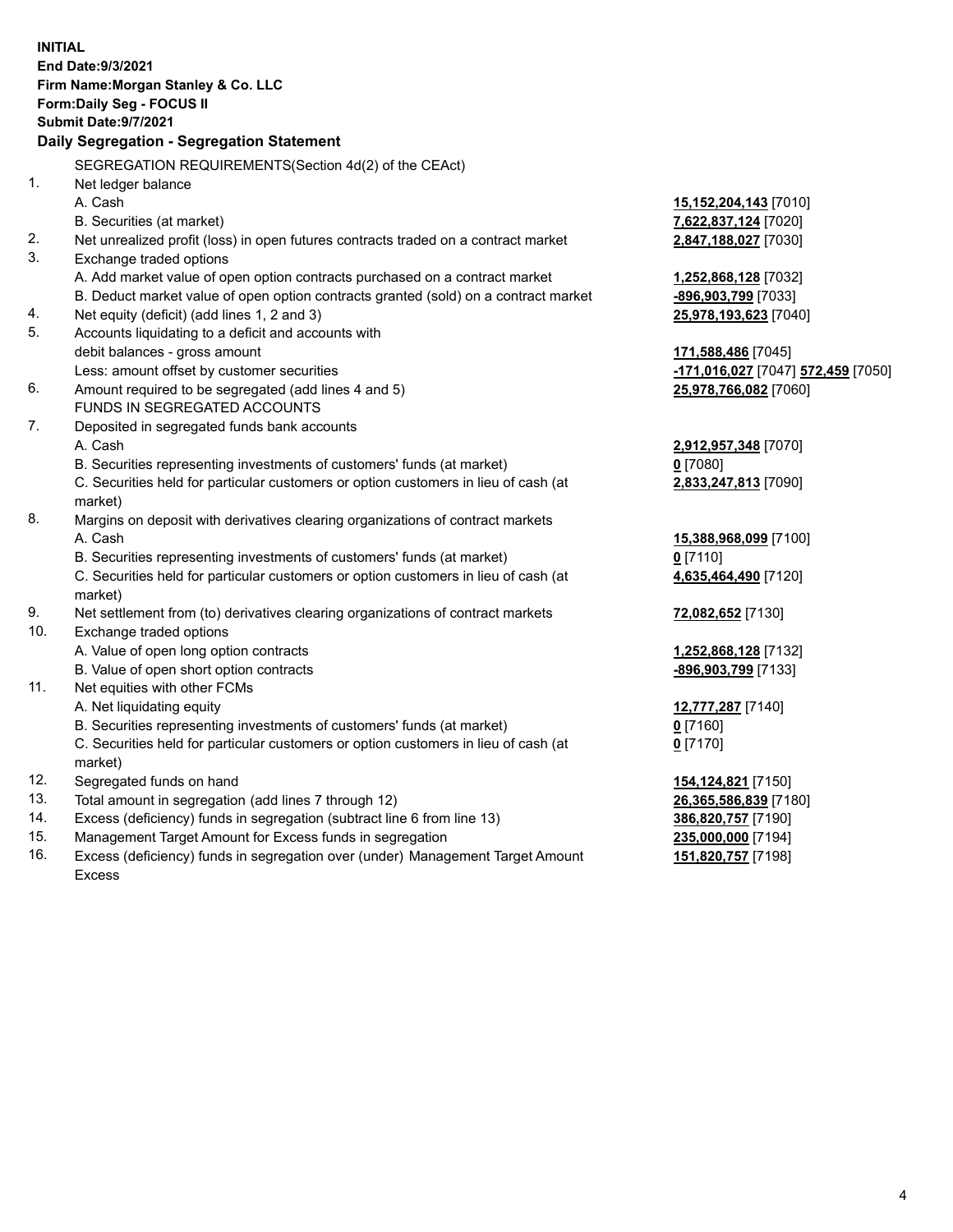**INITIAL**
**End Date:9/3/2021**
**Firm Name:Morgan Stanley & Co. LLC**
**Form:Daily Seg - FOCUS II**
**Submit Date:9/7/2021**

### Daily Segregation - Segregation Statement

SEGREGATION REQUIREMENTS(Section 4d(2) of the CEAct)

1. Net ledger balance
   A. Cash — **15,152,204,143** [7010]
   B. Securities (at market) — **7,622,837,124** [7020]
2. Net unrealized profit (loss) in open futures contracts traded on a contract market — **2,847,188,027** [7030]
3. Exchange traded options
   A. Add market value of open option contracts purchased on a contract market — **1,252,868,128** [7032]
   B. Deduct market value of open option contracts granted (sold) on a contract market — **-896,903,799** [7033]
4. Net equity (deficit) (add lines 1, 2 and 3) — **25,978,193,623** [7040]
5. Accounts liquidating to a deficit and accounts with debit balances - gross amount — **171,588,486** [7045]
   Less: amount offset by customer securities — **-171,016,027** [7047] **572,459** [7050]
6. Amount required to be segregated (add lines 4 and 5) — **25,978,766,082** [7060]

FUNDS IN SEGREGATED ACCOUNTS

7. Deposited in segregated funds bank accounts
   A. Cash — **2,912,957,348** [7070]
   B. Securities representing investments of customers' funds (at market) — **0** [7080]
   C. Securities held for particular customers or option customers in lieu of cash (at market) — **2,833,247,813** [7090]
8. Margins on deposit with derivatives clearing organizations of contract markets
   A. Cash — **15,388,968,099** [7100]
   B. Securities representing investments of customers' funds (at market) — **0** [7110]
   C. Securities held for particular customers or option customers in lieu of cash (at market) — **4,635,464,490** [7120]
9. Net settlement from (to) derivatives clearing organizations of contract markets — **72,082,652** [7130]
10. Exchange traded options
   A. Value of open long option contracts — **1,252,868,128** [7132]
   B. Value of open short option contracts — **-896,903,799** [7133]
11. Net equities with other FCMs
   A. Net liquidating equity — **12,777,287** [7140]
   B. Securities representing investments of customers' funds (at market) — **0** [7160]
   C. Securities held for particular customers or option customers in lieu of cash (at market) — **0** [7170]
12. Segregated funds on hand — **154,124,821** [7150]
13. Total amount in segregation (add lines 7 through 12) — **26,365,586,839** [7180]
14. Excess (deficiency) funds in segregation (subtract line 6 from line 13) — **386,820,757** [7190]
15. Management Target Amount for Excess funds in segregation — **235,000,000** [7194]
16. Excess (deficiency) funds in segregation over (under) Management Target Amount Excess — **151,820,757** [7198]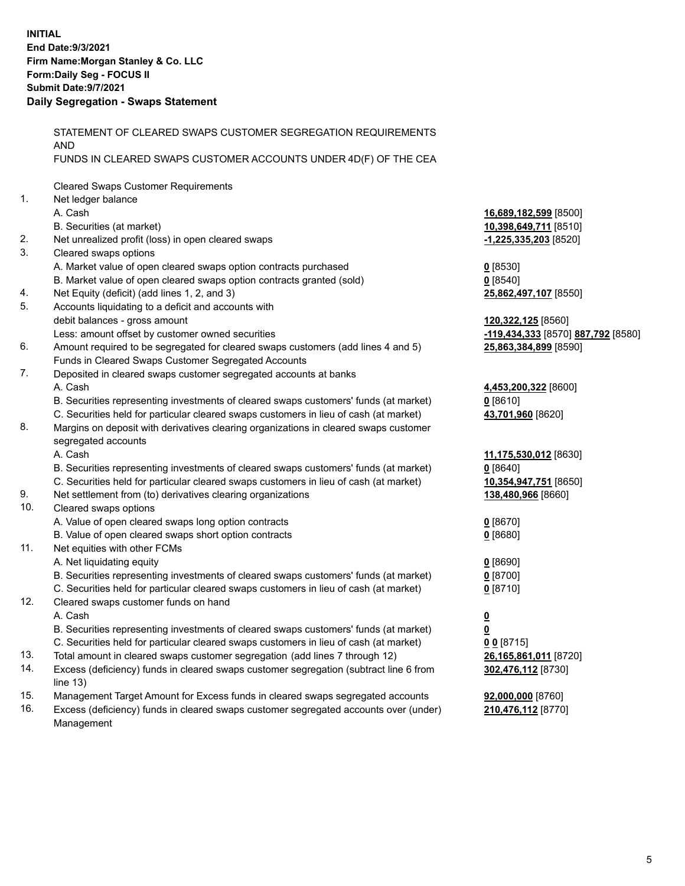**INITIAL**
**End Date:9/3/2021**
**Firm Name:Morgan Stanley & Co. LLC**
**Form:Daily Seg - FOCUS II**
**Submit Date:9/7/2021**
**Daily Segregation - Swaps Statement**

STATEMENT OF CLEARED SWAPS CUSTOMER SEGREGATION REQUIREMENTS AND FUNDS IN CLEARED SWAPS CUSTOMER ACCOUNTS UNDER 4D(F) OF THE CEA

| | | |
|---|---|---|
| | Cleared Swaps Customer Requirements | |
| 1. | Net ledger balance | |
| | A. Cash | **16,689,182,599** [8500] |
| | B. Securities (at market) | **10,398,649,711** [8510] |
| 2. | Net unrealized profit (loss) in open cleared swaps | **-1,225,335,203** [8520] |
| 3. | Cleared swaps options | |
| | A. Market value of open cleared swaps option contracts purchased | **0** [8530] |
| | B. Market value of open cleared swaps option contracts granted (sold) | **0** [8540] |
| 4. | Net Equity (deficit) (add lines 1, 2, and 3) | **25,862,497,107** [8550] |
| 5. | Accounts liquidating to a deficit and accounts with debit balances - gross amount | **120,322,125** [8560] |
| | Less: amount offset by customer owned securities | **-119,434,333** [8570] **887,792** [8580] |
| 6. | Amount required to be segregated for cleared swaps customers (add lines 4 and 5) | **25,863,384,899** [8590] |
| | Funds in Cleared Swaps Customer Segregated Accounts | |
| 7. | Deposited in cleared swaps customer segregated accounts at banks | |
| | A. Cash | **4,453,200,322** [8600] |
| | B. Securities representing investments of cleared swaps customers' funds (at market) | **0** [8610] |
| | C. Securities held for particular cleared swaps customers in lieu of cash (at market) | **43,701,960** [8620] |
| 8. | Margins on deposit with derivatives clearing organizations in cleared swaps customer segregated accounts | |
| | A. Cash | **11,175,530,012** [8630] |
| | B. Securities representing investments of cleared swaps customers' funds (at market) | **0** [8640] |
| | C. Securities held for particular cleared swaps customers in lieu of cash (at market) | **10,354,947,751** [8650] |
| 9. | Net settlement from (to) derivatives clearing organizations | **138,480,966** [8660] |
| 10. | Cleared swaps options | |
| | A. Value of open cleared swaps long option contracts | **0** [8670] |
| | B. Value of open cleared swaps short option contracts | **0** [8680] |
| 11. | Net equities with other FCMs | |
| | A. Net liquidating equity | **0** [8690] |
| | B. Securities representing investments of cleared swaps customers' funds (at market) | **0** [8700] |
| | C. Securities held for particular cleared swaps customers in lieu of cash (at market) | **0** [8710] |
| 12. | Cleared swaps customer funds on hand | |
| | A. Cash | **0** |
| | B. Securities representing investments of cleared swaps customers' funds (at market) | **0** |
| | C. Securities held for particular cleared swaps customers in lieu of cash (at market) | **0** **0** [8715] |
| 13. | Total amount in cleared swaps customer segregation (add lines 7 through 12) | **26,165,861,011** [8720] |
| 14. | Excess (deficiency) funds in cleared swaps customer segregation (subtract line 6 from line 13) | **302,476,112** [8730] |
| 15. | Management Target Amount for Excess funds in cleared swaps segregated accounts | **92,000,000** [8760] |
| 16. | Excess (deficiency) funds in cleared swaps customer segregated accounts over (under) Management | **210,476,112** [8770] |